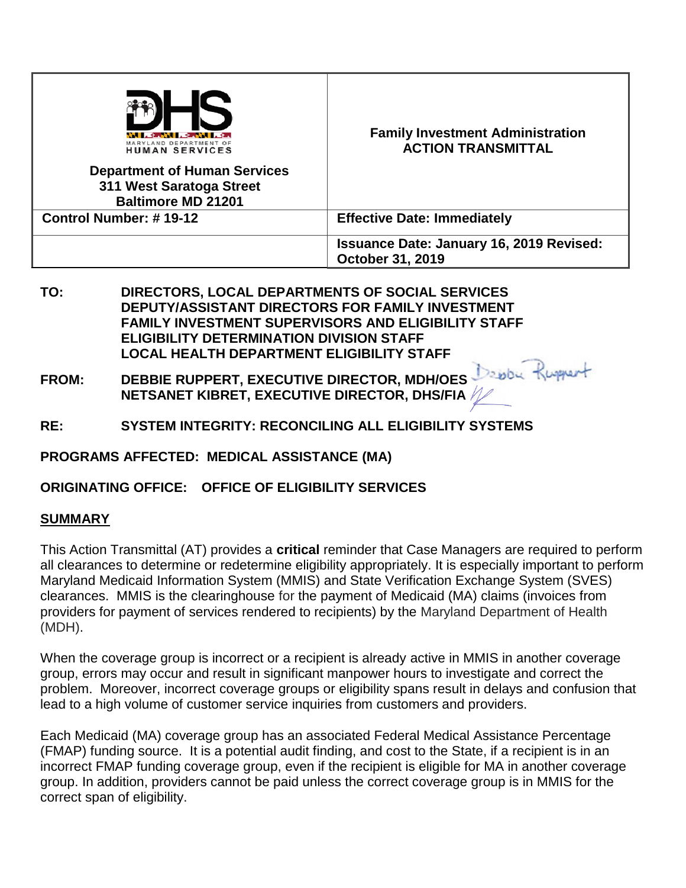| Department of Human Services<br>311 West Saratoga Street<br>Baltimore MD 21201 | **Family Investment Administration**<br>**ACTION TRANSMITTAL** |
|---|---|
| **Control Number: # 19-12** | **Effective Date: Immediately** |
| | **Issuance Date: January 16, 2019 Revised: October 31, 2019** |

**TO:** DIRECTORS, LOCAL DEPARTMENTS OF SOCIAL SERVICES
DEPUTY/ASSISTANT DIRECTORS FOR FAMILY INVESTMENT
FAMILY INVESTMENT SUPERVISORS AND ELIGIBILITY STAFF
ELIGIBILITY DETERMINATION DIVISION STAFF
LOCAL HEALTH DEPARTMENT ELIGIBILITY STAFF

**FROM:** DEBBIE RUPPERT, EXECUTIVE DIRECTOR, MDH/OES
NETSANET KIBRET, EXECUTIVE DIRECTOR, DHS/FIA

**RE:** SYSTEM INTEGRITY: RECONCILING ALL ELIGIBILITY SYSTEMS

**PROGRAMS AFFECTED: MEDICAL ASSISTANCE (MA)**

**ORIGINATING OFFICE: OFFICE OF ELIGIBILITY SERVICES**

## SUMMARY

This Action Transmittal (AT) provides a **critical** reminder that Case Managers are required to perform all clearances to determine or redetermine eligibility appropriately. It is especially important to perform Maryland Medicaid Information System (MMIS) and State Verification Exchange System (SVES) clearances. MMIS is the clearinghouse for the payment of Medicaid (MA) claims (invoices from providers for payment of services rendered to recipients) by the Maryland Department of Health (MDH).

When the coverage group is incorrect or a recipient is already active in MMIS in another coverage group, errors may occur and result in significant manpower hours to investigate and correct the problem. Moreover, incorrect coverage groups or eligibility spans result in delays and confusion that lead to a high volume of customer service inquiries from customers and providers.

Each Medicaid (MA) coverage group has an associated Federal Medical Assistance Percentage (FMAP) funding source. It is a potential audit finding, and cost to the State, if a recipient is in an incorrect FMAP funding coverage group, even if the recipient is eligible for MA in another coverage group. In addition, providers cannot be paid unless the correct coverage group is in MMIS for the correct span of eligibility.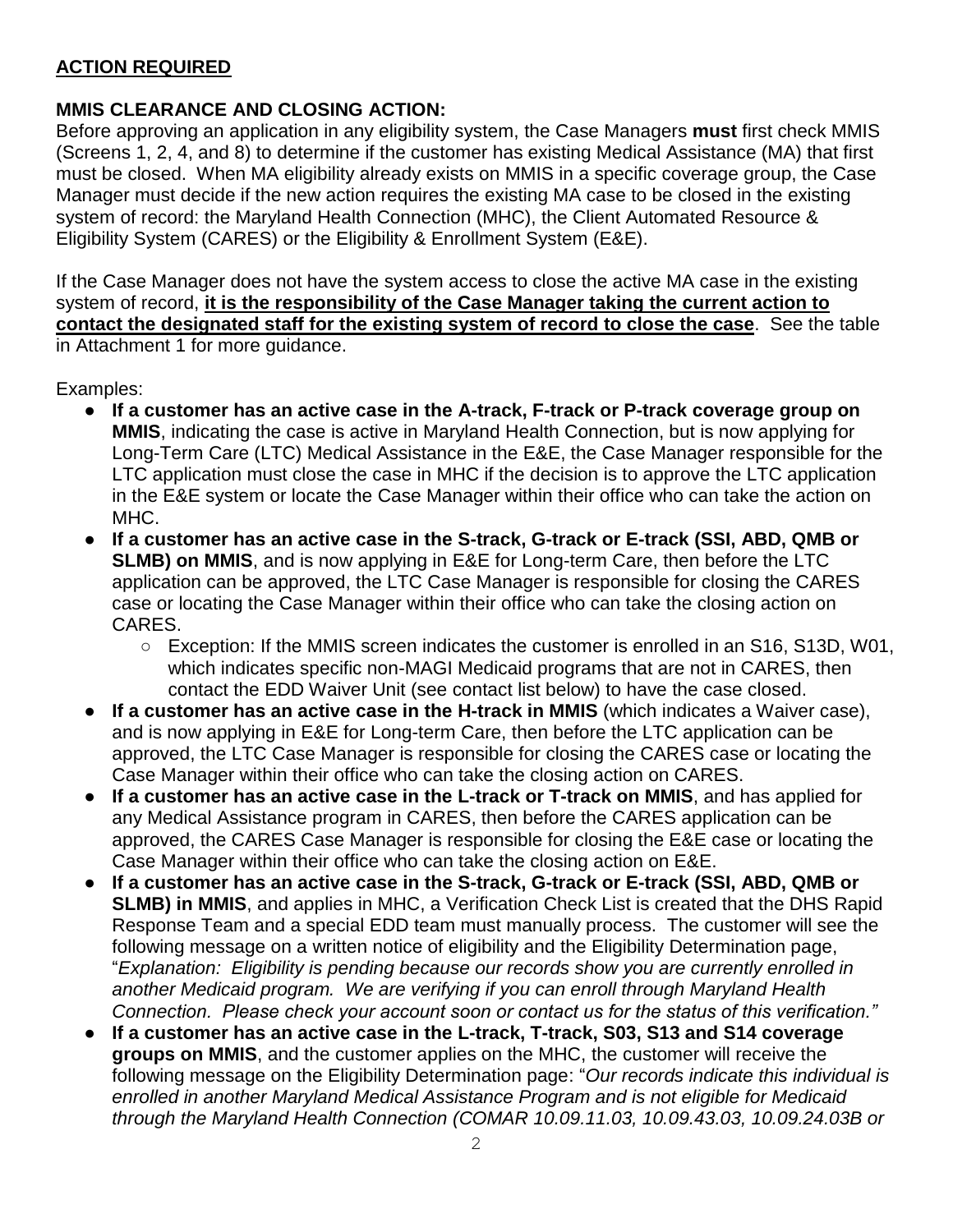**ACTION REQUIRED**

**MMIS CLEARANCE AND CLOSING ACTION:**

Before approving an application in any eligibility system, the Case Managers **must** first check MMIS (Screens 1, 2, 4, and 8) to determine if the customer has existing Medical Assistance (MA) that first must be closed. When MA eligibility already exists on MMIS in a specific coverage group, the Case Manager must decide if the new action requires the existing MA case to be closed in the existing system of record: the Maryland Health Connection (MHC), the Client Automated Resource & Eligibility System (CARES) or the Eligibility & Enrollment System (E&E).

If the Case Manager does not have the system access to close the active MA case in the existing system of record, **it is the responsibility of the Case Manager taking the current action to contact the designated staff for the existing system of record to close the case**. See the table in Attachment 1 for more guidance.

Examples:

- **If a customer has an active case in the A-track, F-track or P-track coverage group on MMIS**, indicating the case is active in Maryland Health Connection, but is now applying for Long-Term Care (LTC) Medical Assistance in the E&E, the Case Manager responsible for the LTC application must close the case in MHC if the decision is to approve the LTC application in the E&E system or locate the Case Manager within their office who can take the action on MHC.
- **If a customer has an active case in the S-track, G-track or E-track (SSI, ABD, QMB or SLMB) on MMIS**, and is now applying in E&E for Long-term Care, then before the LTC application can be approved, the LTC Case Manager is responsible for closing the CARES case or locating the Case Manager within their office who can take the closing action on CARES.
  - Exception: If the MMIS screen indicates the customer is enrolled in an S16, S13D, W01, which indicates specific non-MAGI Medicaid programs that are not in CARES, then contact the EDD Waiver Unit (see contact list below) to have the case closed.
- **If a customer has an active case in the H-track in MMIS** (which indicates a Waiver case), and is now applying in E&E for Long-term Care, then before the LTC application can be approved, the LTC Case Manager is responsible for closing the CARES case or locating the Case Manager within their office who can take the closing action on CARES.
- **If a customer has an active case in the L-track or T-track on MMIS**, and has applied for any Medical Assistance program in CARES, then before the CARES application can be approved, the CARES Case Manager is responsible for closing the E&E case or locating the Case Manager within their office who can take the closing action on E&E.
- **If a customer has an active case in the S-track, G-track or E-track (SSI, ABD, QMB or SLMB) in MMIS**, and applies in MHC, a Verification Check List is created that the DHS Rapid Response Team and a special EDD team must manually process. The customer will see the following message on a written notice of eligibility and the Eligibility Determination page, "*Explanation: Eligibility is pending because our records show you are currently enrolled in another Medicaid program. We are verifying if you can enroll through Maryland Health Connection. Please check your account soon or contact us for the status of this verification."*
- **If a customer has an active case in the L-track, T-track, S03, S13 and S14 coverage groups on MMIS**, and the customer applies on the MHC, the customer will receive the following message on the Eligibility Determination page: "*Our records indicate this individual is enrolled in another Maryland Medical Assistance Program and is not eligible for Medicaid through the Maryland Health Connection (COMAR 10.09.11.03, 10.09.43.03, 10.09.24.03B or*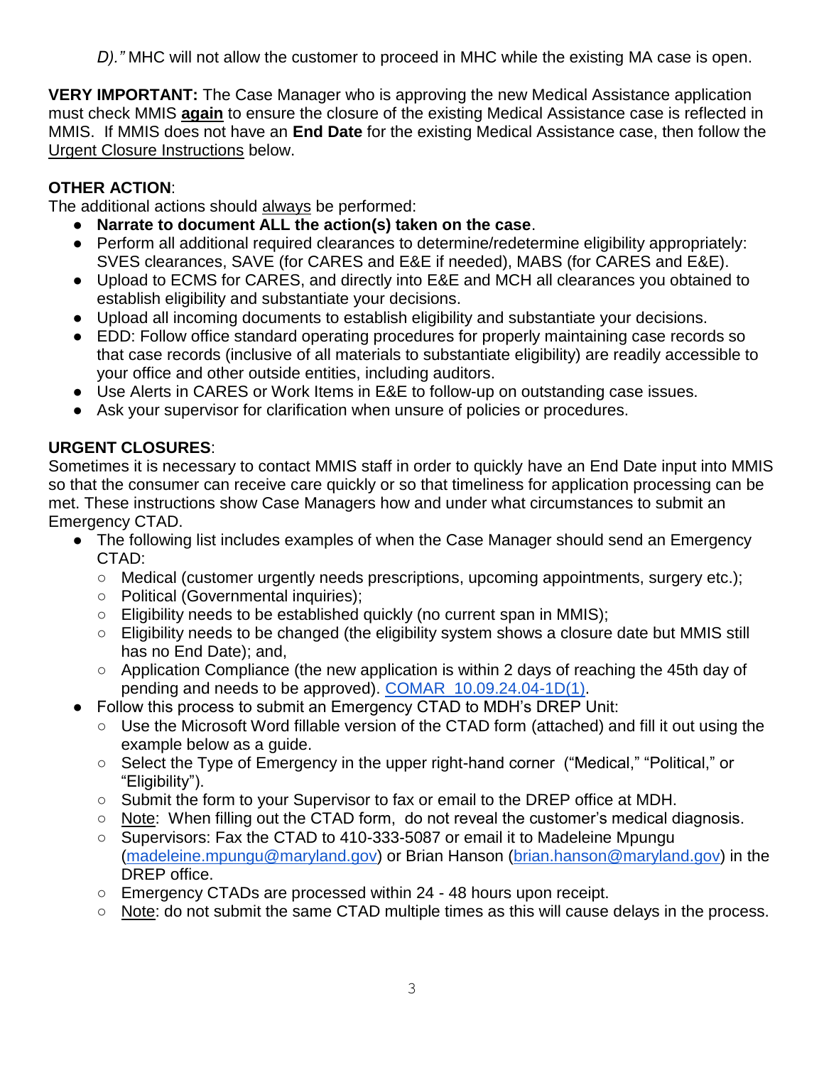*D)."* MHC will not allow the customer to proceed in MHC while the existing MA case is open.

**VERY IMPORTANT:** The Case Manager who is approving the new Medical Assistance application must check MMIS **again** to ensure the closure of the existing Medical Assistance case is reflected in MMIS. If MMIS does not have an **End Date** for the existing Medical Assistance case, then follow the Urgent Closure Instructions below.

**OTHER ACTION**:

The additional actions should always be performed:

- **Narrate to document ALL the action(s) taken on the case**.
- Perform all additional required clearances to determine/redetermine eligibility appropriately: SVES clearances, SAVE (for CARES and E&E if needed), MABS (for CARES and E&E).
- Upload to ECMS for CARES, and directly into E&E and MCH all clearances you obtained to establish eligibility and substantiate your decisions.
- Upload all incoming documents to establish eligibility and substantiate your decisions.
- EDD: Follow office standard operating procedures for properly maintaining case records so that case records (inclusive of all materials to substantiate eligibility) are readily accessible to your office and other outside entities, including auditors.
- Use Alerts in CARES or Work Items in E&E to follow-up on outstanding case issues.
- Ask your supervisor for clarification when unsure of policies or procedures.

**URGENT CLOSURES**:

Sometimes it is necessary to contact MMIS staff in order to quickly have an End Date input into MMIS so that the consumer can receive care quickly or so that timeliness for application processing can be met. These instructions show Case Managers how and under what circumstances to submit an Emergency CTAD.

- The following list includes examples of when the Case Manager should send an Emergency CTAD:
  - Medical (customer urgently needs prescriptions, upcoming appointments, surgery etc.);
  - Political (Governmental inquiries);
  - Eligibility needs to be established quickly (no current span in MMIS);
  - Eligibility needs to be changed (the eligibility system shows a closure date but MMIS still has no End Date); and,
  - Application Compliance (the new application is within 2 days of reaching the 45th day of pending and needs to be approved). COMAR 10.09.24.04-1D(1).
- Follow this process to submit an Emergency CTAD to MDH's DREP Unit:
  - Use the Microsoft Word fillable version of the CTAD form (attached) and fill it out using the example below as a guide.
  - Select the Type of Emergency in the upper right-hand corner ("Medical," "Political," or "Eligibility").
  - Submit the form to your Supervisor to fax or email to the DREP office at MDH.
  - Note: When filling out the CTAD form, do not reveal the customer's medical diagnosis.
  - Supervisors: Fax the CTAD to 410-333-5087 or email it to Madeleine Mpungu (madeleine.mpungu@maryland.gov) or Brian Hanson (brian.hanson@maryland.gov) in the DREP office.
  - Emergency CTADs are processed within 24 - 48 hours upon receipt.
  - Note: do not submit the same CTAD multiple times as this will cause delays in the process.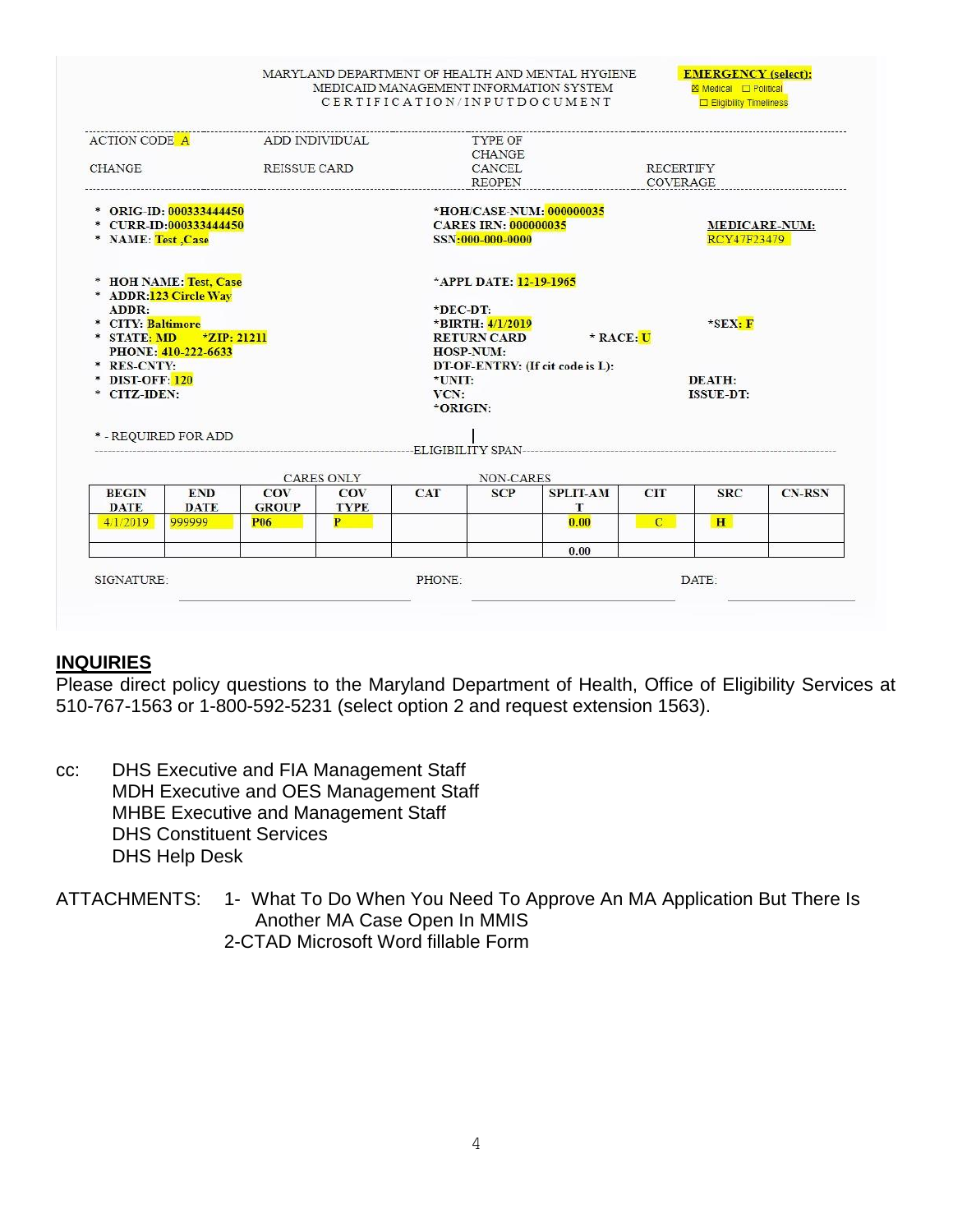MARYLAND DEPARTMENT OF HEALTH AND MENTAL HYGIENE
MEDICAID MANAGEMENT INFORMATION SYSTEM
CERTIFICATION/INPUTDOCUMENT

**EMERGENCY (select):**
☒ Medical ☐ Political
☐ Eligibility Timeliness

ACTION CODE A | ADD INDIVIDUAL | TYPE OF CHANGE
CHANGE | REISSUE CARD | CANCEL | RECERTIFY
REOPEN | COVERAGE

\* ORIG-ID: 000333444450
\* CURR-ID: 000333444450
\* NAME: Test ,Case

\*HOH/CASE-NUM: 000000035
CARES IRN: 000000035
SSN: 000-000-0000

MEDICARE-NUM: RCY47F23479

\* HOH NAME: Test, Case
\* ADDR: 123 Circle Way
ADDR:
\* CITY: Baltimore
\* STATE: MD \*ZIP: 21211
PHONE: 410-222-6633
\* RES-CNTY:
\* DIST-OFF: 120
\* CITZ-IDEN:

\*APPL DATE: 12-19-1965
\*DEC-DT:
\*BIRTH: 4/1/2019
RETURN CARD
HOSP-NUM:
DT-OF-ENTRY: (If cit code is L):
\*UNIT:
VCN:
\*ORIGIN:

\* RACE: U

\*SEX: F

DEATH:
ISSUE-DT:

\* - REQUIRED FOR ADD

ELIGIBILITY SPAN

| | | CARES ONLY | | NON-CARES | | | | | |
|---|---|---|---|---|---|---|---|---|---|
| BEGIN DATE | END DATE | COV GROUP | COV TYPE | CAT | SCP | SPLIT-AMT | CIT | SRC | CN-RSN |
| 4/1/2019 | 999999 | P06 | P | | | 0.00 | C | H | |
| | | | | | | 0.00 | | | |

SIGNATURE: PHONE: DATE:

## INQUIRIES

Please direct policy questions to the Maryland Department of Health, Office of Eligibility Services at 510-767-1563 or 1-800-592-5231 (select option 2 and request extension 1563).

cc: DHS Executive and FIA Management Staff
MDH Executive and OES Management Staff
MHBE Executive and Management Staff
DHS Constituent Services
DHS Help Desk

ATTACHMENTS:
1- What To Do When You Need To Approve An MA Application But There Is Another MA Case Open In MMIS
2-CTAD Microsoft Word fillable Form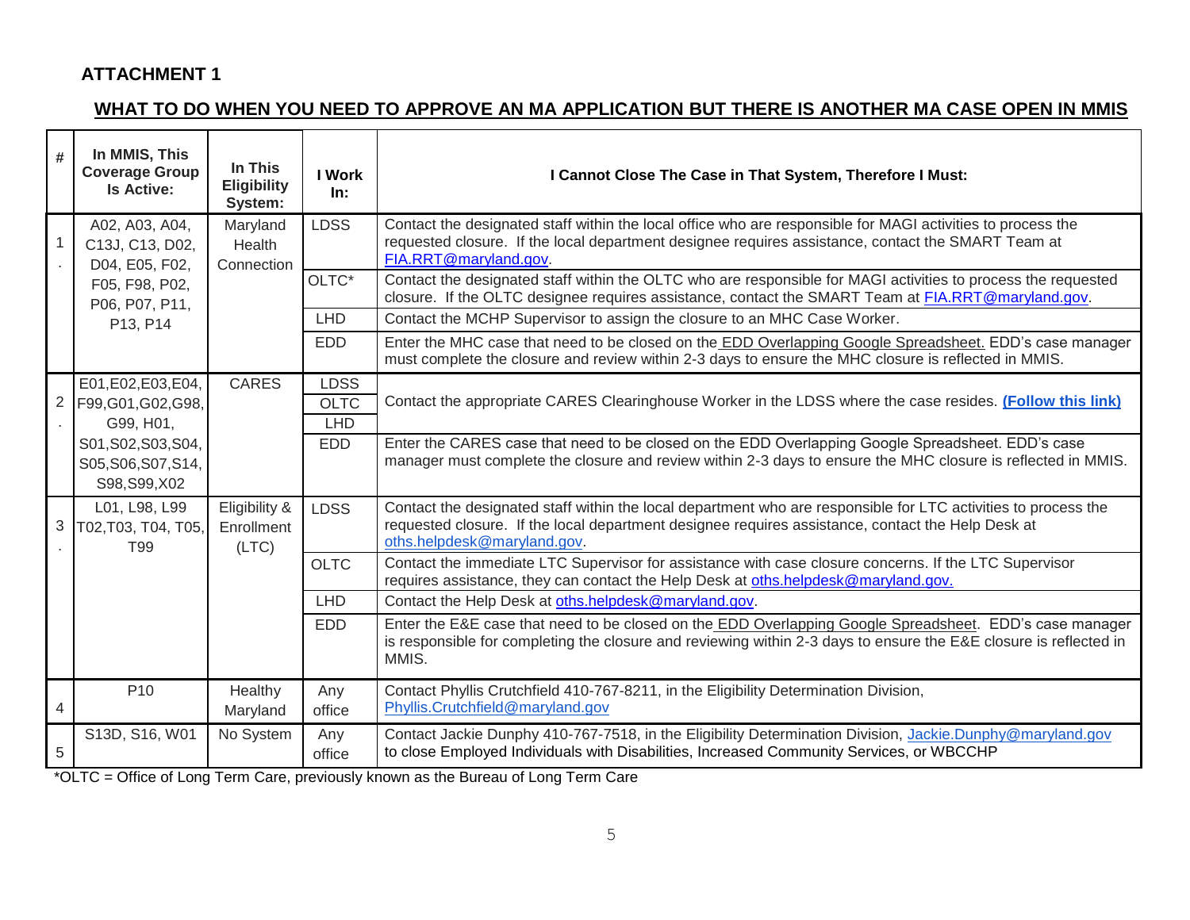**ATTACHMENT 1**

## WHAT TO DO WHEN YOU NEED TO APPROVE AN MA APPLICATION BUT THERE IS ANOTHER MA CASE OPEN IN MMIS

| # | In MMIS, This Coverage Group Is Active: | In This Eligibility System: | I Work In: | I Cannot Close The Case in That System, Therefore I Must: |
|---|---|---|---|---|
| 1. | A02, A03, A04, C13J, C13, D02, D04, E05, F02, F05, F98, P02, P06, P07, P11, P13, P14 | Maryland Health Connection | LDSS | Contact the designated staff within the local office who are responsible for MAGI activities to process the requested closure. If the local department designee requires assistance, contact the SMART Team at FIA.RRT@maryland.gov. |
| | | | OLTC* | Contact the designated staff within the OLTC who are responsible for MAGI activities to process the requested closure. If the OLTC designee requires assistance, contact the SMART Team at FIA.RRT@maryland.gov. |
| | | | LHD | Contact the MCHP Supervisor to assign the closure to an MHC Case Worker. |
| | | | EDD | Enter the MHC case that need to be closed on the EDD Overlapping Google Spreadsheet. EDD's case manager must complete the closure and review within 2-3 days to ensure the MHC closure is reflected in MMIS. |
| 2. | E01,E02,E03,E04, F99,G01,G02,G98, G99, H01, S01,S02,S03,S04, S05,S06,S07,S14, S98,S99,X02 | CARES | LDSS OLTC LHD | Contact the appropriate CARES Clearinghouse Worker in the LDSS where the case resides. **(Follow this link)** |
| | | | EDD | Enter the CARES case that need to be closed on the EDD Overlapping Google Spreadsheet. EDD's case manager must complete the closure and review within 2-3 days to ensure the MHC closure is reflected in MMIS. |
| 3. | L01, L98, L99 T02,T03, T04, T05, T99 | Eligibility & Enrollment (LTC) | LDSS | Contact the designated staff within the local department who are responsible for LTC activities to process the requested closure. If the local department designee requires assistance, contact the Help Desk at oths.helpdesk@maryland.gov. |
| | | | OLTC | Contact the immediate LTC Supervisor for assistance with case closure concerns. If the LTC Supervisor requires assistance, they can contact the Help Desk at oths.helpdesk@maryland.gov. |
| | | | LHD | Contact the Help Desk at oths.helpdesk@maryland.gov. |
| | | | EDD | Enter the E&E case that need to be closed on the EDD Overlapping Google Spreadsheet. EDD's case manager is responsible for completing the closure and reviewing within 2-3 days to ensure the E&E closure is reflected in MMIS. |
| 4 | P10 | Healthy Maryland | Any office | Contact Phyllis Crutchfield 410-767-8211, in the Eligibility Determination Division, Phyllis.Crutchfield@maryland.gov |
| 5 | S13D, S16, W01 | No System | Any office | Contact Jackie Dunphy 410-767-7518, in the Eligibility Determination Division, Jackie.Dunphy@maryland.gov to close Employed Individuals with Disabilities, Increased Community Services, or WBCCHP |

*OLTC = Office of Long Term Care, previously known as the Bureau of Long Term Care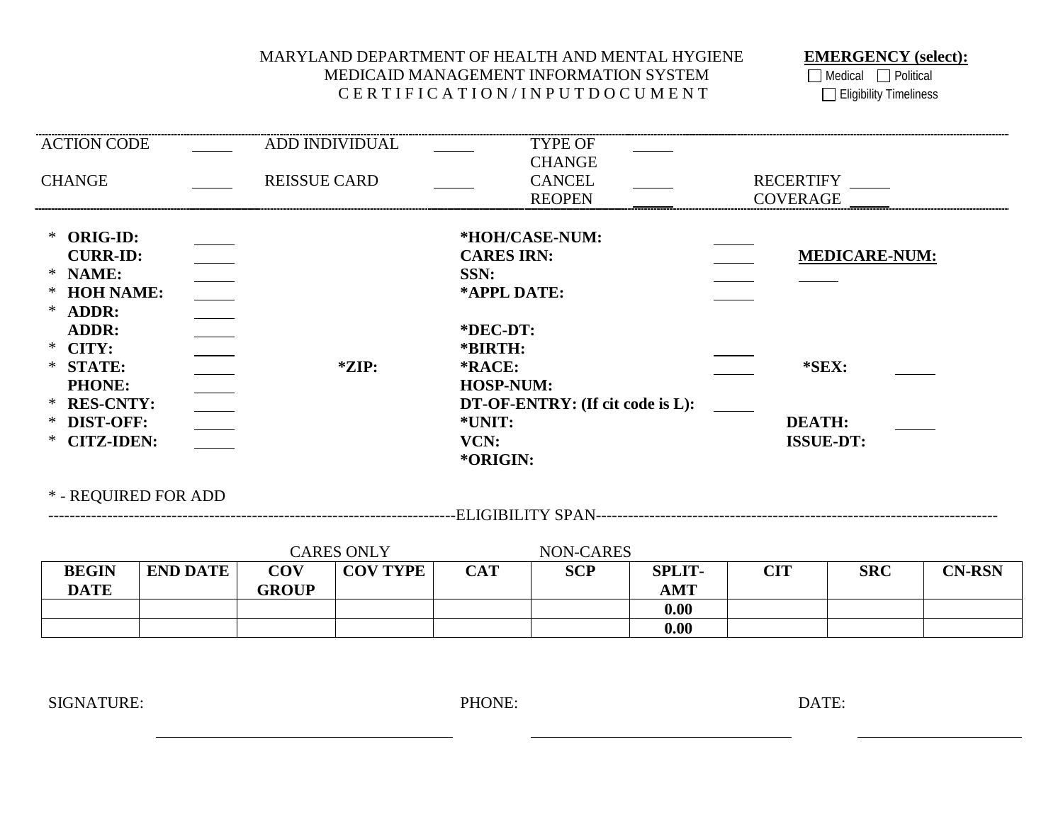MARYLAND DEPARTMENT OF HEALTH AND MENTAL HYGIENE
MEDICAID MANAGEMENT INFORMATION SYSTEM
C E R T I F I C A T I O N / I N P U T D O C U M E N T

**EMERGENCY (select):**
☐ Medical ☐ Political
☐ Eligibility Timeliness

---

ACTION CODE _____ ADD INDIVIDUAL _____ TYPE OF CHANGE _____

CHANGE _____ REISSUE CARD _____ CANCEL REOPEN _____ RECERTIFY COVERAGE _____

---

\* **ORIG-ID:** _____
**CURR-ID:** _____
\* **NAME:** _____
\* **HOH NAME:** _____
\* **ADDR:** _____
**ADDR:** _____
\* **CITY:** _____
\* **STATE:** _____ **\*ZIP:**
**PHONE:** _____
\* **RES-CNTY:** _____
\* **DIST-OFF:** _____
\* **CITZ-IDEN:** _____

**\*HOH/CASE-NUM:** _____
**CARES IRN:** _____
**SSN:** _____
**\*APPL DATE:** _____
**\*DEC-DT:**
**\*BIRTH:** _____
**\*RACE:** _____
**HOSP-NUM:**
**DT-OF-ENTRY: (If cit code is L):** _____
**\*UNIT:**
**VCN:**
**\*ORIGIN:**

**MEDICARE-NUM:** _____
**\*SEX:** _____
**DEATH:** _____
**ISSUE-DT:**

\* - REQUIRED FOR ADD

---------------------------------------------------------------------------ELIGIBILITY SPAN---------------------------------------------------------------------------

| | | CARES ONLY | | | NON-CARES | | | | |
|---|---|---|---|---|---|---|---|---|---|
| **BEGIN DATE** | **END DATE** | **COV GROUP** | **COV TYPE** | **CAT** | **SCP** | **SPLIT-AMT** | **CIT** | **SRC** | **CN-RSN** |
| | | | | | | **0.00** | | | |
| | | | | | | **0.00** | | | |

SIGNATURE: ______________________ PHONE: ______________________ DATE: ______________